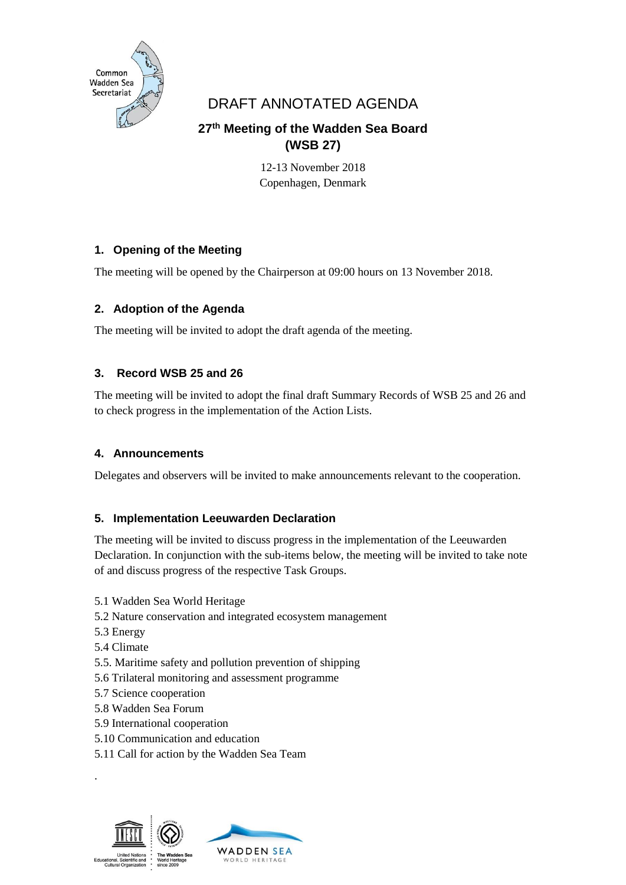# DRAFT ANNOTATED AGENDA

## 27th Meeting of the Wadden Sea Board (WSB 27)

12-13 November 2018
Copenhagen, Denmark

### 1. Opening of the Meeting

The meeting will be opened by the Chairperson at 09:00 hours on 13 November 2018.

### 2. Adoption of the Agenda

The meeting will be invited to adopt the draft agenda of the meeting.

### 3. Record WSB 25 and 26

The meeting will be invited to adopt the final draft Summary Records of WSB 25 and 26 and to check progress in the implementation of the Action Lists.

### 4. Announcements

Delegates and observers will be invited to make announcements relevant to the cooperation.

### 5. Implementation Leeuwarden Declaration

The meeting will be invited to discuss progress in the implementation of the Leeuwarden Declaration. In conjunction with the sub-items below, the meeting will be invited to take note of and discuss progress of the respective Task Groups.

5.1 Wadden Sea World Heritage
5.2 Nature conservation and integrated ecosystem management
5.3 Energy
5.4 Climate
5.5. Maritime safety and pollution prevention of shipping
5.6 Trilateral monitoring and assessment programme
5.7 Science cooperation
5.8 Wadden Sea Forum
5.9 International cooperation
5.10 Communication and education
5.11 Call for action by the Wadden Sea Team

.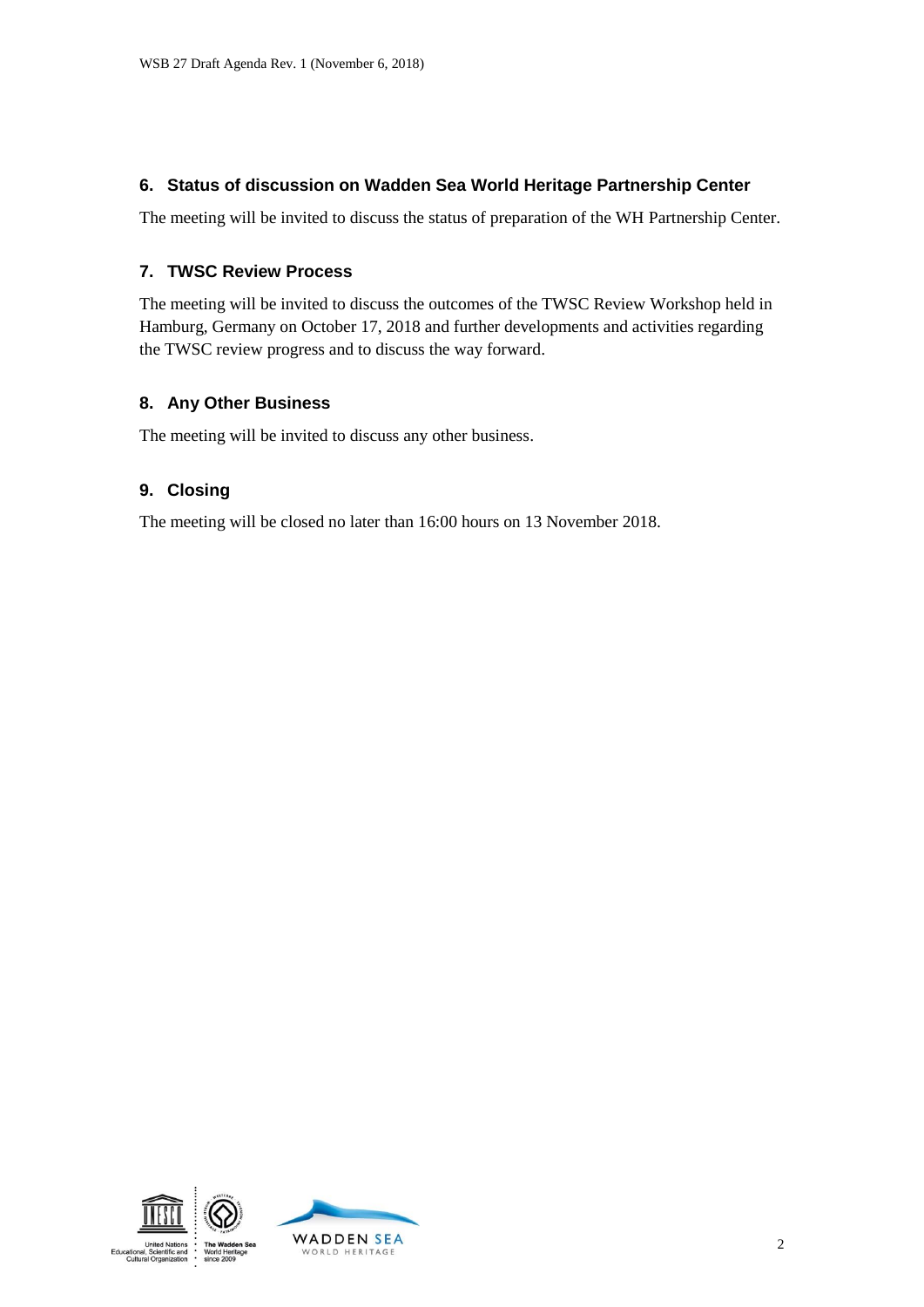## 6. Status of discussion on Wadden Sea World Heritage Partnership Center

The meeting will be invited to discuss the status of preparation of the WH Partnership Center.

## 7. TWSC Review Process

The meeting will be invited to discuss the outcomes of the TWSC Review Workshop held in Hamburg, Germany on October 17, 2018 and further developments and activities regarding the TWSC review progress and to discuss the way forward.

## 8. Any Other Business

The meeting will be invited to discuss any other business.

## 9. Closing

The meeting will be closed no later than 16:00 hours on 13 November 2018.